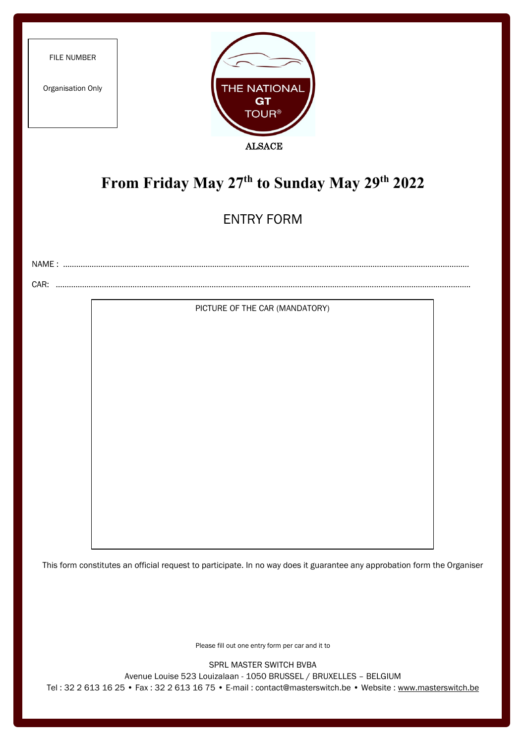FILE NUMBER

Organisation Only

THE NATIONAL GT TOUR®

ALSACE

# From Friday May 27th to Sunday May 29th 2022

## ENTRY FORM

NAME : ...........................................................................................................................................................

CAR: ...........................................................................................................................................................

PICTURE OF THE CAR (MANDATORY)

This form constitutes an official request to participate. In no way does it guarantee any approbation form the Organiser

Please fill out one entry form per car and it to

SPRL MASTER SWITCH BVBA

Avenue Louise 523 Louizalaan - 1050 BRUSSEL / BRUXELLES – BELGIUM

Tel : 32 2 613 16 25 • Fax : 32 2 613 16 75 • E-mail : contact@masterswitch.be • Website : www.masterswitch.be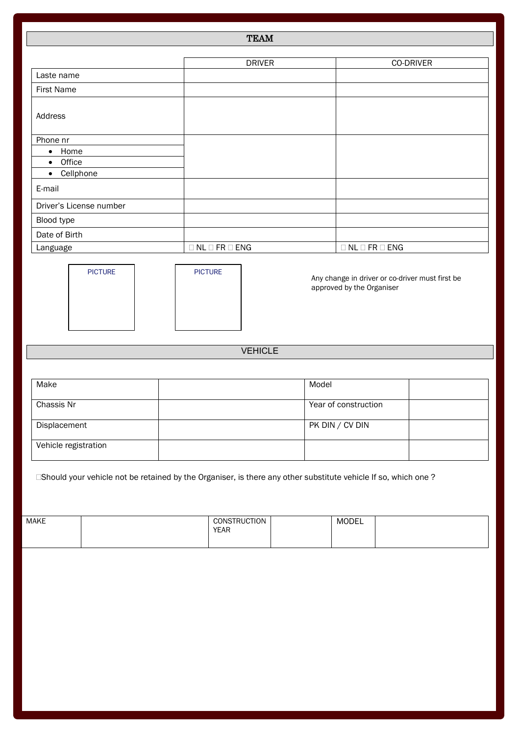## TEAM

| | DRIVER | CO-DRIVER |
|---|---|---|
| Laste name | | |
| First Name | | |
| Address | | |
| Phone nr<br>• Home<br>• Office<br>• Cellphone | | |
| E-mail | | |
| Driver's License number | | |
| Blood type | | |
| Date of Birth | | |
| Language | NL FR ENG | NL FR ENG |

PICTURE

PICTURE

Any change in driver or co-driver must first be approved by the Organiser

## VEHICLE

| Make | | Model | |
|---|---|---|---|
| Chassis Nr | | Year of construction | |
| Displacement | | PK DIN / CV DIN | |
| Vehicle registration | | | |

Should your vehicle not be retained by the Organiser, is there any other substitute vehicle If so, which one ?

| MAKE | | CONSTRUCTION YEAR | | MODEL | |
|---|---|---|---|---|---|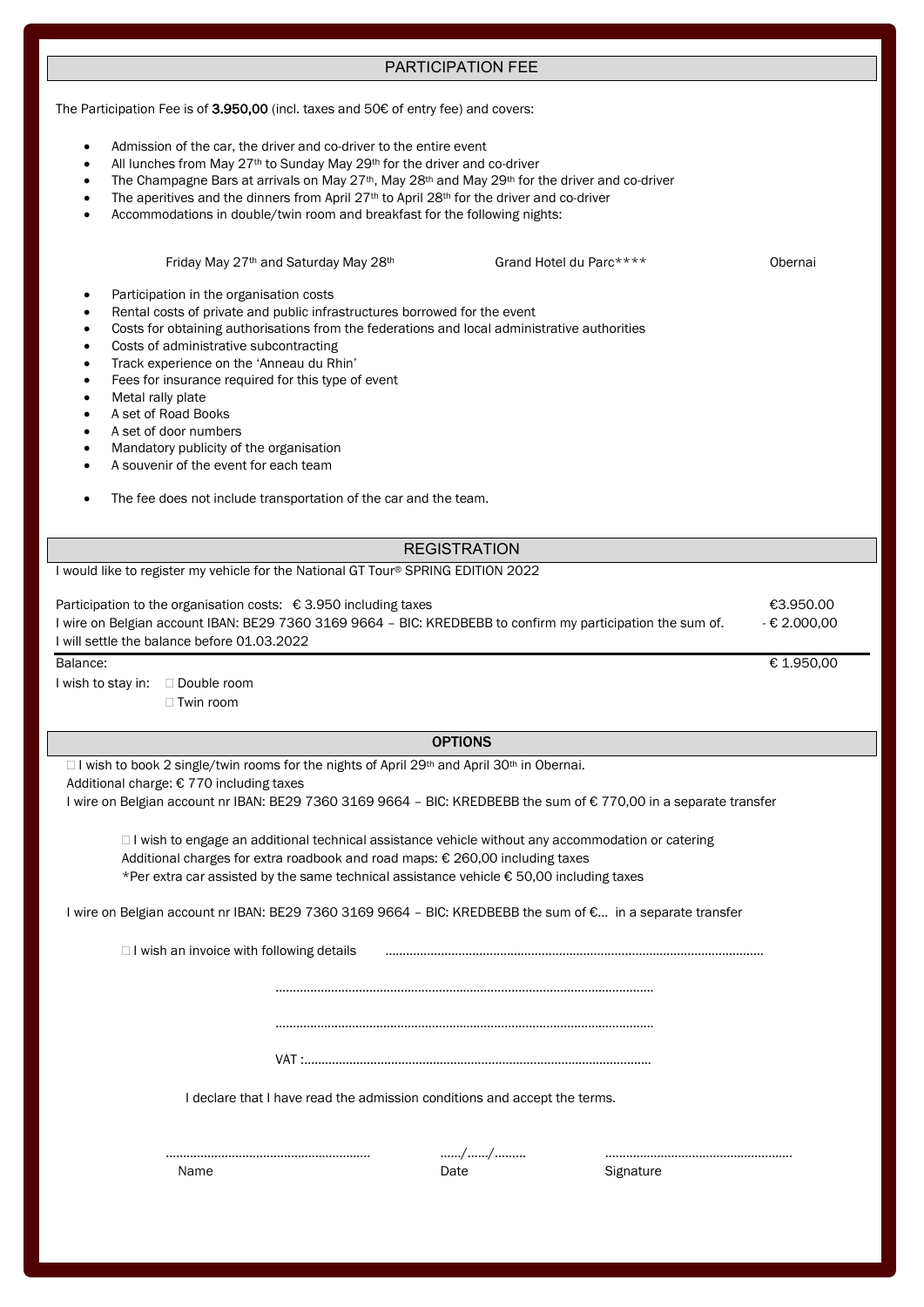## PARTICIPATION FEE

The Participation Fee is of **3.950,00** (incl. taxes and 50€ of entry fee) and covers:

- Admission of the car, the driver and co-driver to the entire event
- All lunches from May 27th to Sunday May 29th for the driver and co-driver
- The Champagne Bars at arrivals on May 27th, May 28th and May 29th for the driver and co-driver
- The aperitives and the dinners from April 27th to April 28th for the driver and co-driver
- Accommodations in double/twin room and breakfast for the following nights:

| | | |
|---|---|---|
| Friday May 27th and Saturday May 28th | Grand Hotel du Parc**** | Obernai |

- Participation in the organisation costs
- Rental costs of private and public infrastructures borrowed for the event
- Costs for obtaining authorisations from the federations and local administrative authorities
- Costs of administrative subcontracting
- Track experience on the 'Anneau du Rhin'
- Fees for insurance required for this type of event
- Metal rally plate
- A set of Road Books
- A set of door numbers
- Mandatory publicity of the organisation
- A souvenir of the event for each team

- The fee does not include transportation of the car and the team.

## REGISTRATION

I would like to register my vehicle for the National GT Tour® SPRING EDITION 2022

| | |
|---|---|
| Participation to the organisation costs: € 3.950 including taxes | €3.950.00 |
| I wire on Belgian account IBAN: BE29 7360 3169 9664 – BIC: KREDBEBB to confirm my participation the sum of. I will settle the balance before 01.03.2022 | - € 2.000,00 |
| Balance: | € 1.950,00 |

I wish to stay in: ☐ Double room
☐ Twin room

## OPTIONS

☐ I wish to book 2 single/twin rooms for the nights of April 29th and April 30th in Obernai.
Additional charge: € 770 including taxes
I wire on Belgian account nr IBAN: BE29 7360 3169 9664 – BIC: KREDBEBB the sum of € 770,00 in a separate transfer

☐ I wish to engage an additional technical assistance vehicle without any accommodation or catering
Additional charges for extra roadbook and road maps: € 260,00 including taxes
*Per extra car assisted by the same technical assistance vehicle € 50,00 including taxes

I wire on Belgian account nr IBAN: BE29 7360 3169 9664 – BIC: KREDBEBB the sum of €... in a separate transfer

☐ I wish an invoice with following details ..........................................................................................................

..........................................................................................................

..........................................................................................................

VAT :..................................................................................................

I declare that I have read the admission conditions and accept the terms.

| | | |
|---|---|---|
| ........................................................... | ....../....../......... | ..................................................... |
| Name | Date | Signature |